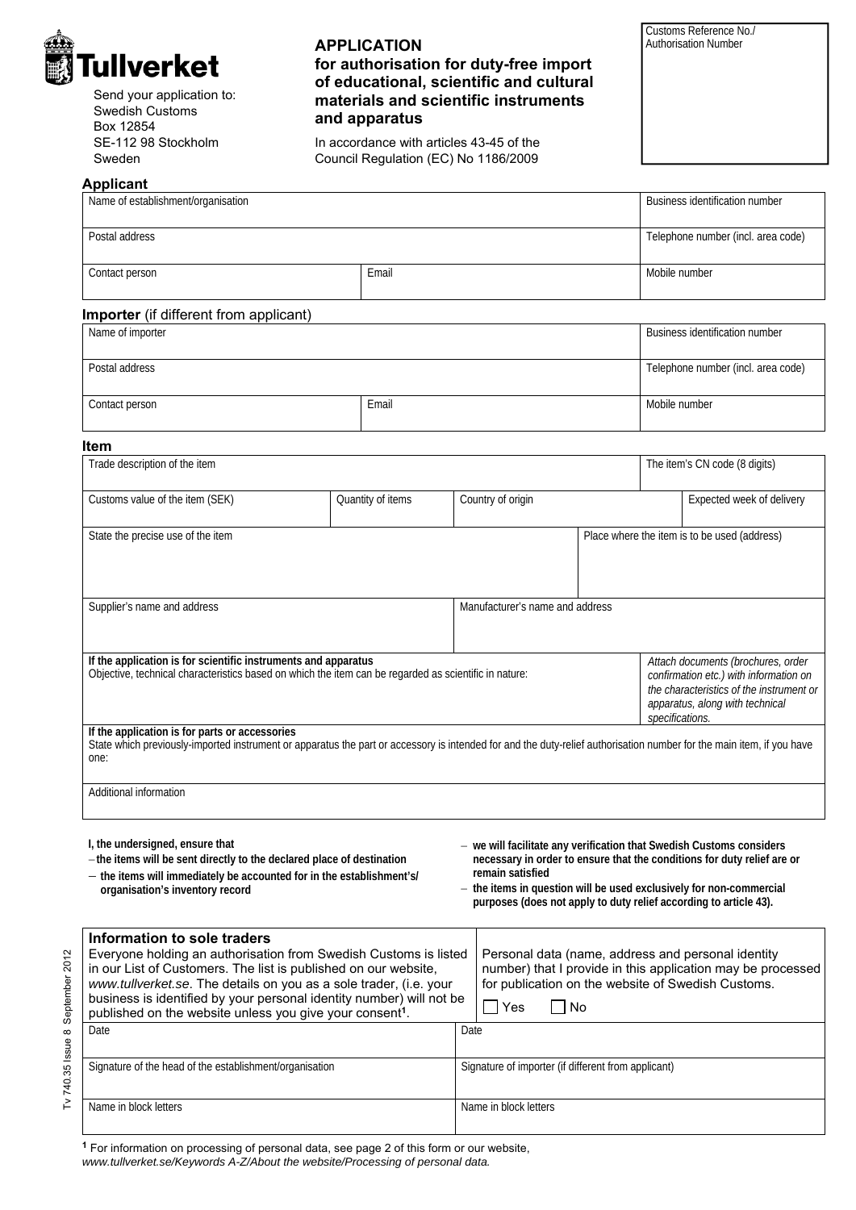**Tullverket**

Send your application to:
Swedish Customs
Box 12854
SE-112 98 Stockholm
Sweden

# APPLICATION for authorisation for duty-free import of educational, scientific and cultural materials and scientific instruments and apparatus

In accordance with articles 43-45 of the Council Regulation (EC) No 1186/2009

| Customs Reference No./ Authorisation Number |
| --- |
| |

## Applicant

| Name of establishment/organisation | | Business identification number |
| --- | --- | --- |
| Postal address | | Telephone number (incl. area code) |
| Contact person | Email | Mobile number |

## Importer (if different from applicant)

| Name of importer | | Business identification number |
| --- | --- | --- |
| Postal address | | Telephone number (incl. area code) |
| Contact person | Email | Mobile number |

## Item

| Trade description of the item | | | The item's CN code (8 digits) |
| --- | --- | --- | --- |
| Customs value of the item (SEK) | Quantity of items | Country of origin | Expected week of delivery |
| State the precise use of the item | | | Place where the item is to be used (address) |
| Supplier's name and address | | Manufacturer's name and address | |
| **If the application is for scientific instruments and apparatus** Objective, technical characteristics based on which the item can be regarded as scientific in nature: | | | *Attach documents (brochures, order confirmation etc.) with information on the characteristics of the instrument or apparatus, along with technical specifications.* |
| **If the application is for parts or accessories** State which previously-imported instrument or apparatus the part or accessory is intended for and the duty-relief authorisation number for the main item, if you have one: | | | |
| Additional information | | | |

**I, the undersigned, ensure that**

- **the items will be sent directly to the declared place of destination**
- **the items will immediately be accounted for in the establishment's/organisation's inventory record**
- **we will facilitate any verification that Swedish Customs considers necessary in order to ensure that the conditions for duty relief are or remain satisfied**
- **the items in question will be used exclusively for non-commercial purposes (does not apply to duty relief according to article 43).**

### Information to sole traders

Everyone holding an authorisation from Swedish Customs is listed in our List of Customers. The list is published on our website, *www.tullverket.se*. The details on you as a sole trader, (i.e. your business is identified by your personal identity number) will not be published on the website unless you give your consent[1].

Personal data (name, address and personal identity number) that I provide in this application may be processed for publication on the website of Swedish Customs.

☐ Yes ☐ No

| Date | Date |
| --- | --- |
| Signature of the head of the establishment/organisation | Signature of importer (if different from applicant) |
| Name in block letters | Name in block letters |

[1] For information on processing of personal data, see page 2 of this form or our website, *www.tullverket.se/Keywords A-Z/About the website/Processing of personal data.*

Tv 740.35 Issue 8 September 2012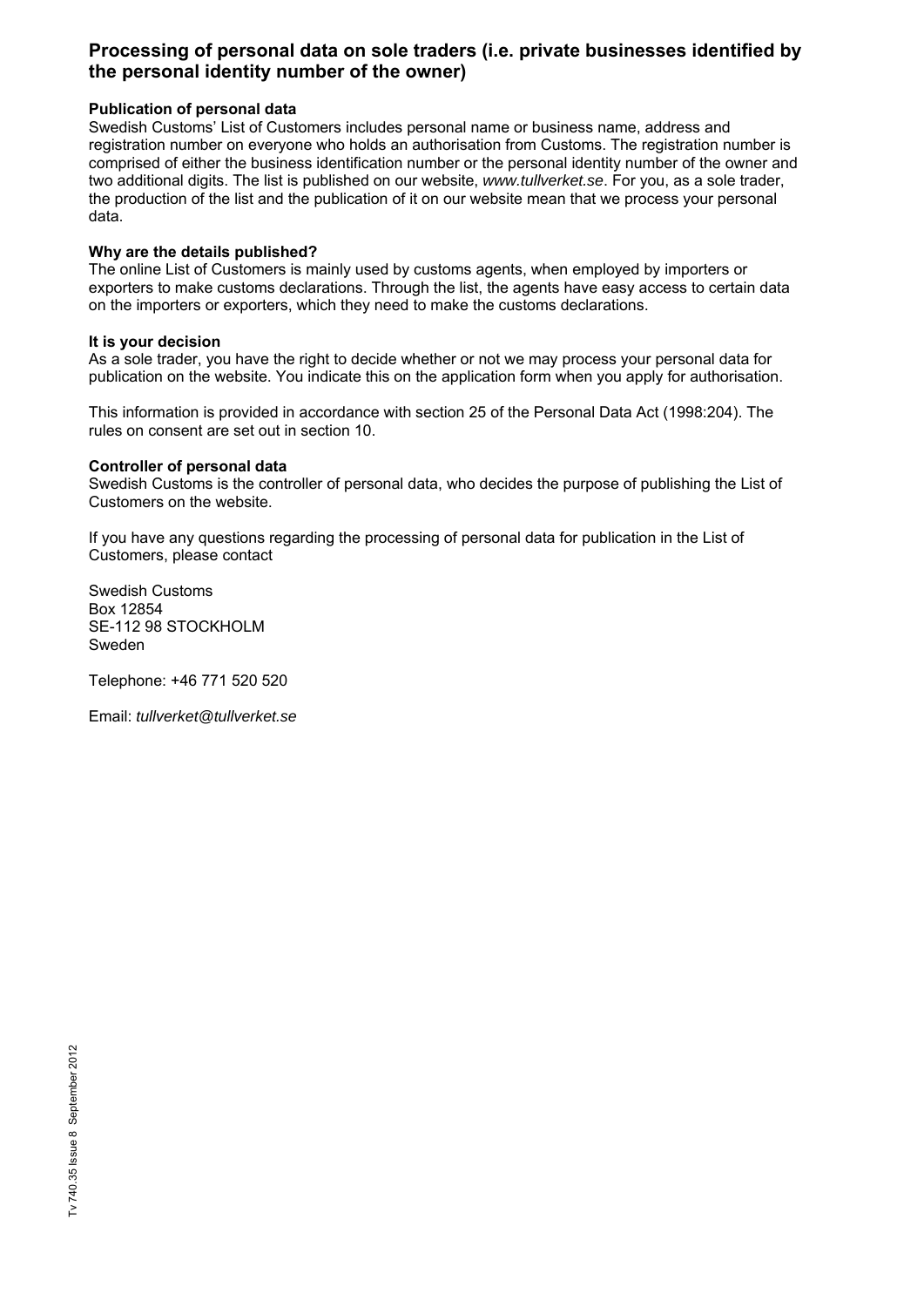## Processing of personal data on sole traders (i.e. private businesses identified by the personal identity number of the owner)

**Publication of personal data**
Swedish Customs' List of Customers includes personal name or business name, address and registration number on everyone who holds an authorisation from Customs. The registration number is comprised of either the business identification number or the personal identity number of the owner and two additional digits. The list is published on our website, *www.tullverket.se*. For you, as a sole trader, the production of the list and the publication of it on our website mean that we process your personal data.

**Why are the details published?**
The online List of Customers is mainly used by customs agents, when employed by importers or exporters to make customs declarations. Through the list, the agents have easy access to certain data on the importers or exporters, which they need to make the customs declarations.

**It is your decision**
As a sole trader, you have the right to decide whether or not we may process your personal data for publication on the website. You indicate this on the application form when you apply for authorisation.

This information is provided in accordance with section 25 of the Personal Data Act (1998:204). The rules on consent are set out in section 10.

**Controller of personal data**
Swedish Customs is the controller of personal data, who decides the purpose of publishing the List of Customers on the website.

If you have any questions regarding the processing of personal data for publication in the List of Customers, please contact

Swedish Customs
Box 12854
SE-112 98 STOCKHOLM
Sweden

Telephone: +46 771 520 520

Email: *tullverket@tullverket.se*

Tv 740.35 Issue 8 September 2012